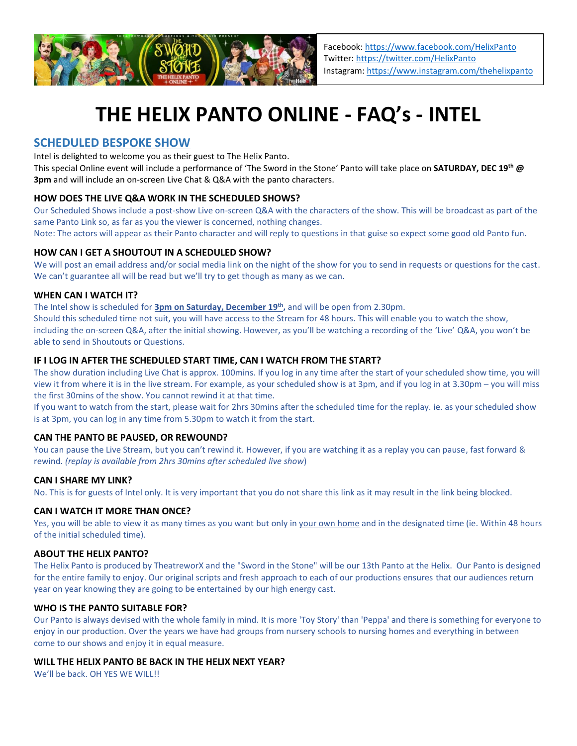Facebook: https://www.facebook.com/HelixPanto
Twitter: https://twitter.com/HelixPanto
Instagram: https://www.instagram.com/thehelixpanto

# THE HELIX PANTO ONLINE - FAQ's - INTEL

## SCHEDULED BESPOKE SHOW

Intel is delighted to welcome you as their guest to The Helix Panto.
This special Online event will include a performance of 'The Sword in the Stone' Panto will take place on **SATURDAY, DEC 19th @ 3pm** and will include an on-screen Live Chat & Q&A with the panto characters.

### HOW DOES THE LIVE Q&A WORK IN THE SCHEDULED SHOWS?

Our Scheduled Shows include a post-show Live on-screen Q&A with the characters of the show. This will be broadcast as part of the same Panto Link so, as far as you the viewer is concerned, nothing changes.
Note: The actors will appear as their Panto character and will reply to questions in that guise so expect some good old Panto fun.

### HOW CAN I GET A SHOUTOUT IN A SCHEDULED SHOW?

We will post an email address and/or social media link on the night of the show for you to send in requests or questions for the cast. We can't guarantee all will be read but we'll try to get though as many as we can.

### WHEN CAN I WATCH IT?

The Intel show is scheduled for **3pm on Saturday, December 19th**, and will be open from 2.30pm.
Should this scheduled time not suit, you will have access to the Stream for 48 hours. This will enable you to watch the show, including the on-screen Q&A, after the initial showing. However, as you'll be watching a recording of the 'Live' Q&A, you won't be able to send in Shoutouts or Questions.

### IF I LOG IN AFTER THE SCHEDULED START TIME, CAN I WATCH FROM THE START?

The show duration including Live Chat is approx. 100mins. If you log in any time after the start of your scheduled show time, you will view it from where it is in the live stream. For example, as your scheduled show is at 3pm, and if you log in at 3.30pm – you will miss the first 30mins of the show. You cannot rewind it at that time.
If you want to watch from the start, please wait for 2hrs 30mins after the scheduled time for the replay. ie. as your scheduled show is at 3pm, you can log in any time from 5.30pm to watch it from the start.

### CAN THE PANTO BE PAUSED, OR REWOUND?

You can pause the Live Stream, but you can't rewind it. However, if you are watching it as a replay you can pause, fast forward & rewind. *(replay is available from 2hrs 30mins after scheduled live show)*

### CAN I SHARE MY LINK?

No. This is for guests of Intel only. It is very important that you do not share this link as it may result in the link being blocked.

### CAN I WATCH IT MORE THAN ONCE?

Yes, you will be able to view it as many times as you want but only in your own home and in the designated time (ie. Within 48 hours of the initial scheduled time).

### ABOUT THE HELIX PANTO?

The Helix Panto is produced by TheatreworX and the "Sword in the Stone" will be our 13th Panto at the Helix. Our Panto is designed for the entire family to enjoy. Our original scripts and fresh approach to each of our productions ensures that our audiences return year on year knowing they are going to be entertained by our high energy cast.

### WHO IS THE PANTO SUITABLE FOR?

Our Panto is always devised with the whole family in mind. It is more 'Toy Story' than 'Peppa' and there is something for everyone to enjoy in our production. Over the years we have had groups from nursery schools to nursing homes and everything in between come to our shows and enjoy it in equal measure.

### WILL THE HELIX PANTO BE BACK IN THE HELIX NEXT YEAR?

We'll be back. OH YES WE WILL!!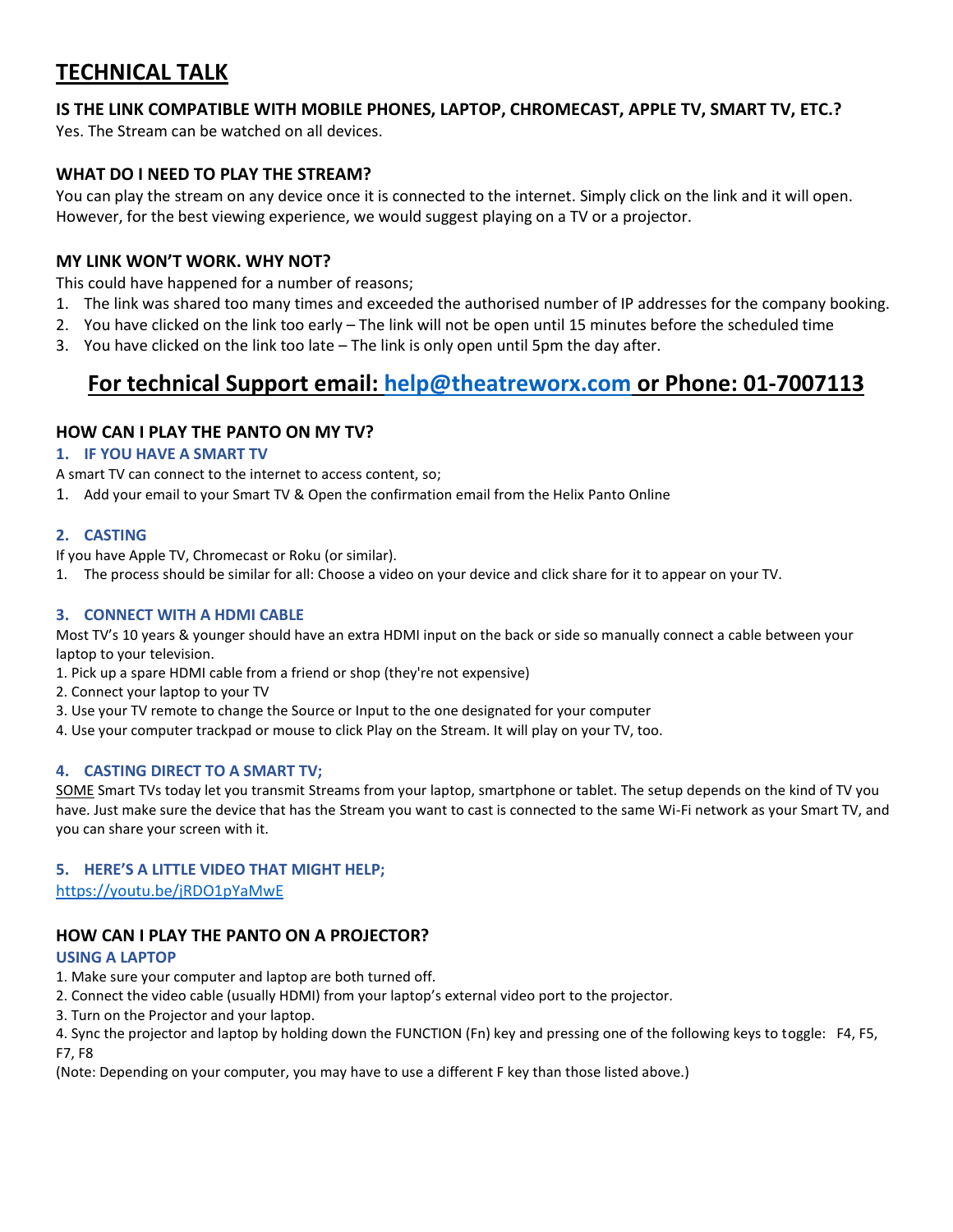# TECHNICAL TALK

### IS THE LINK COMPATIBLE WITH MOBILE PHONES, LAPTOP, CHROMECAST, APPLE TV, SMART TV, ETC.?

Yes. The Stream can be watched on all devices.

### WHAT DO I NEED TO PLAY THE STREAM?

You can play the stream on any device once it is connected to the internet. Simply click on the link and it will open. However, for the best viewing experience, we would suggest playing on a TV or a projector.

### MY LINK WON'T WORK. WHY NOT?

This could have happened for a number of reasons;

1. The link was shared too many times and exceeded the authorised number of IP addresses for the company booking.
2. You have clicked on the link too early – The link will not be open until 15 minutes before the scheduled time
3. You have clicked on the link too late – The link is only open until 5pm the day after.

## For technical Support email: help@theatreworx.com or Phone: 01-7007113

### HOW CAN I PLAY THE PANTO ON MY TV?

#### 1. IF YOU HAVE A SMART TV

A smart TV can connect to the internet to access content, so;

1. Add your email to your Smart TV & Open the confirmation email from the Helix Panto Online

#### 2. CASTING

If you have Apple TV, Chromecast or Roku (or similar).

1. The process should be similar for all: Choose a video on your device and click share for it to appear on your TV.

#### 3. CONNECT WITH A HDMI CABLE

Most TV's 10 years & younger should have an extra HDMI input on the back or side so manually connect a cable between your laptop to your television.

1. Pick up a spare HDMI cable from a friend or shop (they're not expensive)
2. Connect your laptop to your TV
3. Use your TV remote to change the Source or Input to the one designated for your computer
4. Use your computer trackpad or mouse to click Play on the Stream. It will play on your TV, too.

#### 4. CASTING DIRECT TO A SMART TV;

SOME Smart TVs today let you transmit Streams from your laptop, smartphone or tablet. The setup depends on the kind of TV you have. Just make sure the device that has the Stream you want to cast is connected to the same Wi-Fi network as your Smart TV, and you can share your screen with it.

#### 5. HERE'S A LITTLE VIDEO THAT MIGHT HELP;

https://youtu.be/jRDO1pYaMwE

### HOW CAN I PLAY THE PANTO ON A PROJECTOR?

#### USING A LAPTOP

1. Make sure your computer and laptop are both turned off.
2. Connect the video cable (usually HDMI) from your laptop's external video port to the projector.
3. Turn on the Projector and your laptop.
4. Sync the projector and laptop by holding down the FUNCTION (Fn) key and pressing one of the following keys to toggle: F4, F5, F7, F8

(Note: Depending on your computer, you may have to use a different F key than those listed above.)